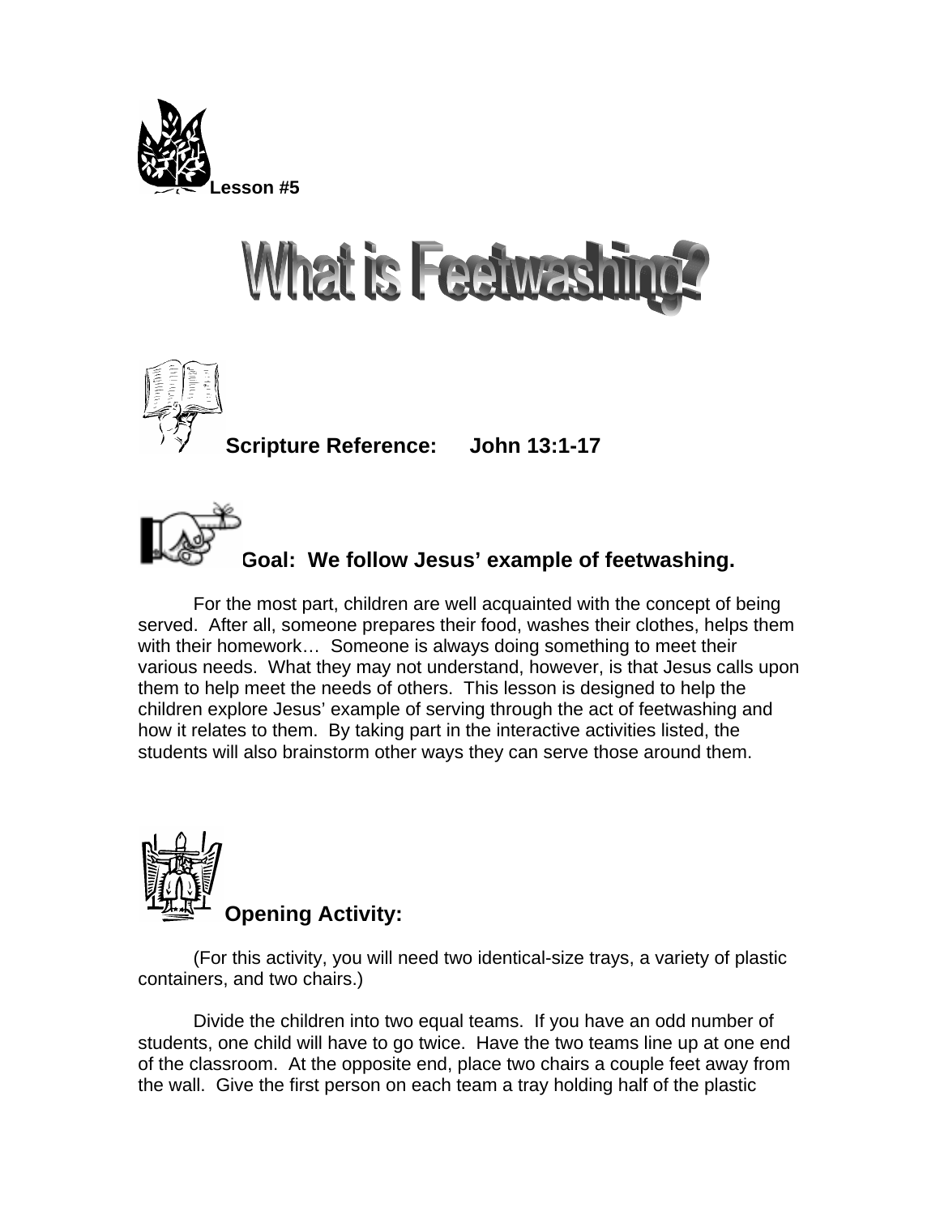**Lesson #5**

# What is Feetwashing?

## Scripture Reference: John 13:1-17

## Goal: We follow Jesus' example of feetwashing.

For the most part, children are well acquainted with the concept of being served. After all, someone prepares their food, washes their clothes, helps them with their homework… Someone is always doing something to meet their various needs. What they may not understand, however, is that Jesus calls upon them to help meet the needs of others. This lesson is designed to help the children explore Jesus' example of serving through the act of feetwashing and how it relates to them. By taking part in the interactive activities listed, the students will also brainstorm other ways they can serve those around them.

## Opening Activity:

(For this activity, you will need two identical-size trays, a variety of plastic containers, and two chairs.)

Divide the children into two equal teams. If you have an odd number of students, one child will have to go twice. Have the two teams line up at one end of the classroom. At the opposite end, place two chairs a couple feet away from the wall. Give the first person on each team a tray holding half of the plastic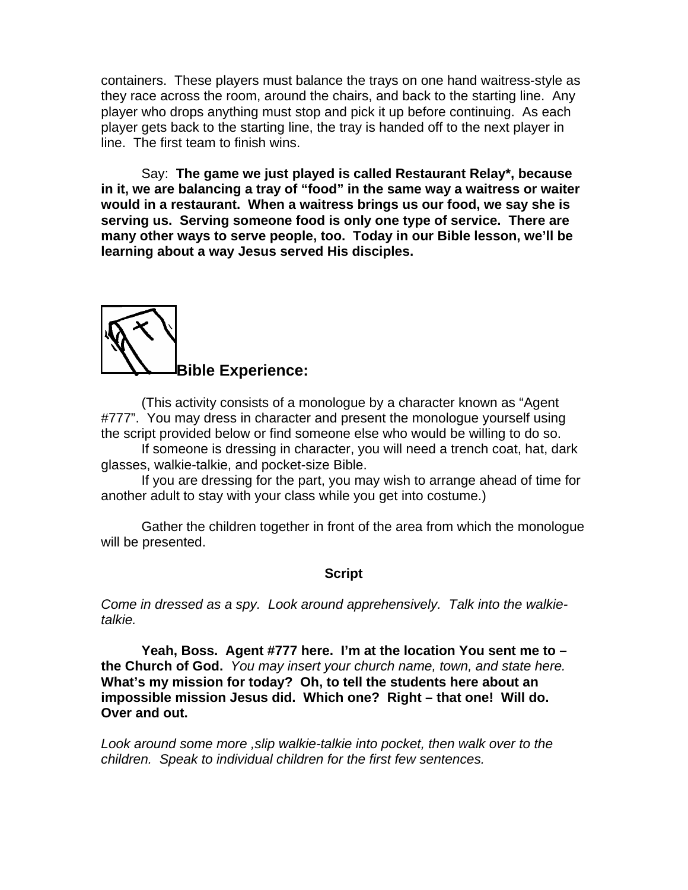containers. These players must balance the trays on one hand waitress-style as they race across the room, around the chairs, and back to the starting line. Any player who drops anything must stop and pick it up before continuing. As each player gets back to the starting line, the tray is handed off to the next player in line. The first team to finish wins.

Say: **The game we just played is called Restaurant Relay*, because in it, we are balancing a tray of "food" in the same way a waitress or waiter would in a restaurant. When a waitress brings us our food, we say she is serving us. Serving someone food is only one type of service. There are many other ways to serve people, too. Today in our Bible lesson, we'll be learning about a way Jesus served His disciples.**

## Bible Experience:

(This activity consists of a monologue by a character known as "Agent #777". You may dress in character and present the monologue yourself using the script provided below or find someone else who would be willing to do so.

If someone is dressing in character, you will need a trench coat, hat, dark glasses, walkie-talkie, and pocket-size Bible.

If you are dressing for the part, you may wish to arrange ahead of time for another adult to stay with your class while you get into costume.)

Gather the children together in front of the area from which the monologue will be presented.

**Script**

*Come in dressed as a spy. Look around apprehensively. Talk into the walkie-talkie.*

**Yeah, Boss. Agent #777 here. I'm at the location You sent me to – the Church of God.** *You may insert your church name, town, and state here.* **What's my mission for today? Oh, to tell the students here about an impossible mission Jesus did. Which one? Right – that one! Will do. Over and out.**

*Look around some more ,slip walkie-talkie into pocket, then walk over to the children. Speak to individual children for the first few sentences.*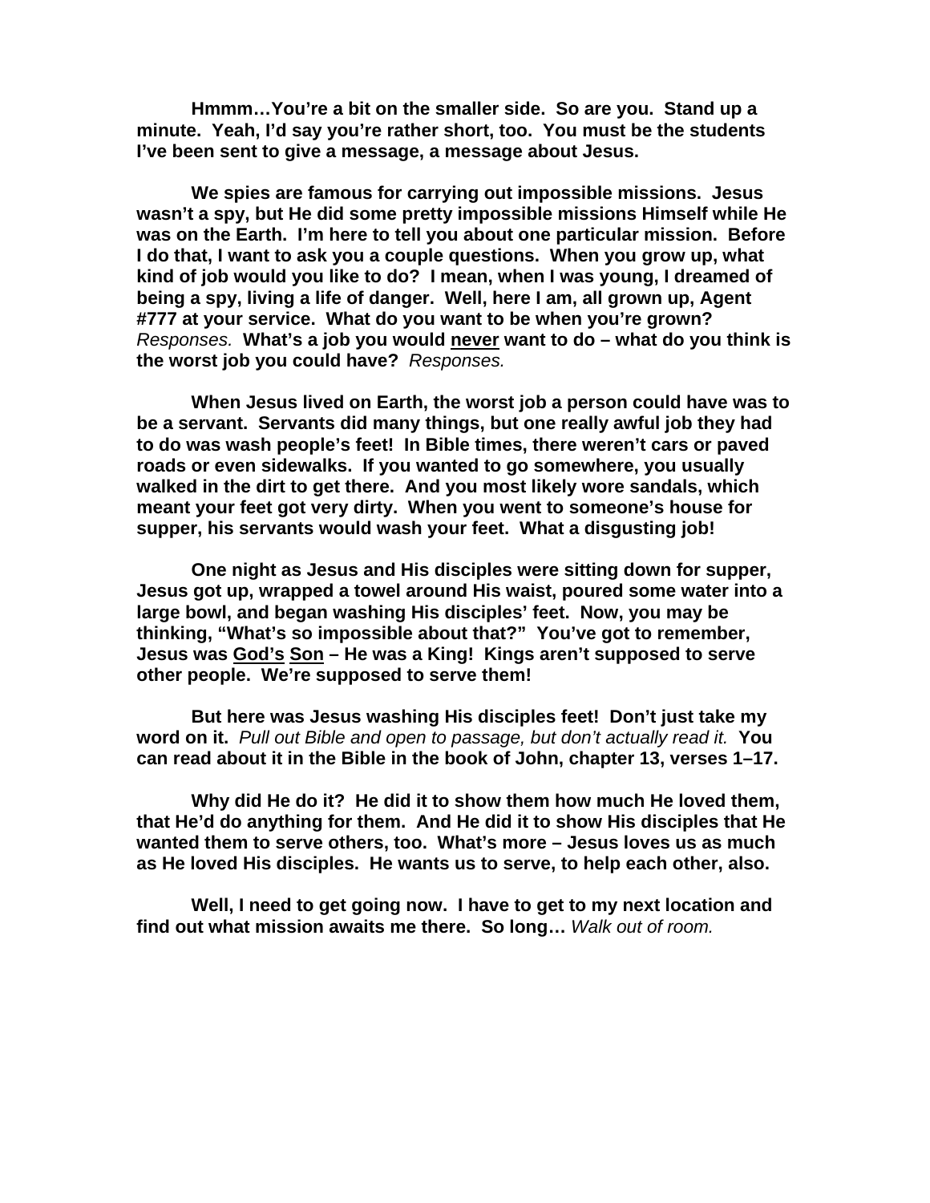**Hmmm…You're a bit on the smaller side. So are you. Stand up a minute. Yeah, I'd say you're rather short, too. You must be the students I've been sent to give a message, a message about Jesus.**

**We spies are famous for carrying out impossible missions. Jesus wasn't a spy, but He did some pretty impossible missions Himself while He was on the Earth. I'm here to tell you about one particular mission. Before I do that, I want to ask you a couple questions. When you grow up, what kind of job would you like to do? I mean, when I was young, I dreamed of being a spy, living a life of danger. Well, here I am, all grown up, Agent #777 at your service. What do you want to be when you're grown?** *Responses.* **What's a job you would <u>never</u> want to do – what do you think is the worst job you could have?** *Responses.*

**When Jesus lived on Earth, the worst job a person could have was to be a servant. Servants did many things, but one really awful job they had to do was wash people's feet! In Bible times, there weren't cars or paved roads or even sidewalks. If you wanted to go somewhere, you usually walked in the dirt to get there. And you most likely wore sandals, which meant your feet got very dirty. When you went to someone's house for supper, his servants would wash your feet. What a disgusting job!**

**One night as Jesus and His disciples were sitting down for supper, Jesus got up, wrapped a towel around His waist, poured some water into a large bowl, and began washing His disciples' feet. Now, you may be thinking, "What's so impossible about that?" You've got to remember, Jesus was <u>God's</u> <u>Son</u> – He was a King! Kings aren't supposed to serve other people. We're supposed to serve them!**

**But here was Jesus washing His disciples feet! Don't just take my word on it.** *Pull out Bible and open to passage, but don't actually read it.* **You can read about it in the Bible in the book of John, chapter 13, verses 1–17.**

**Why did He do it? He did it to show them how much He loved them, that He'd do anything for them. And He did it to show His disciples that He wanted them to serve others, too. What's more – Jesus loves us as much as He loved His disciples. He wants us to serve, to help each other, also.**

**Well, I need to get going now. I have to get to my next location and find out what mission awaits me there. So long…** *Walk out of room.*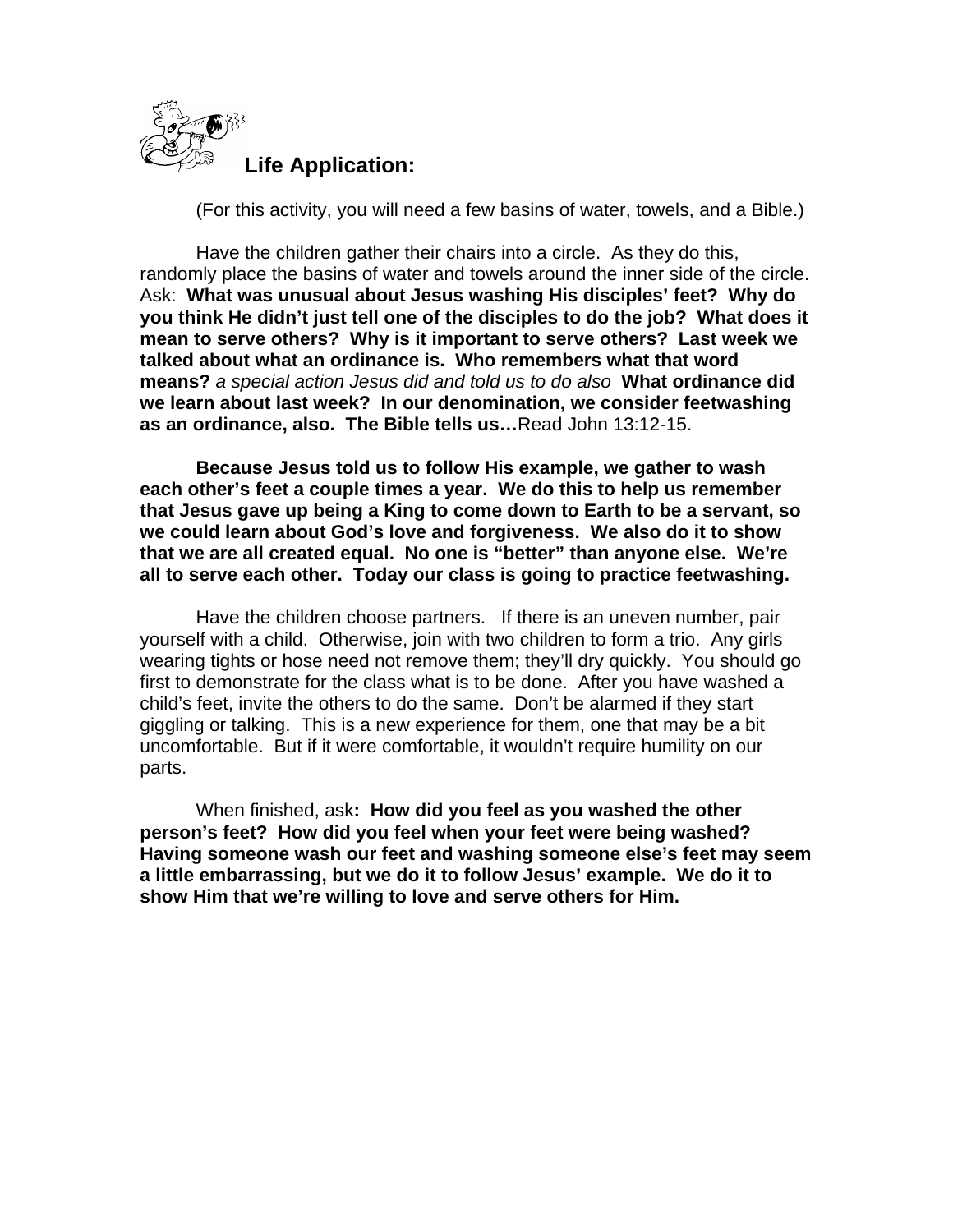## Life Application:

(For this activity, you will need a few basins of water, towels, and a Bible.)

Have the children gather their chairs into a circle. As they do this, randomly place the basins of water and towels around the inner side of the circle. Ask: **What was unusual about Jesus washing His disciples' feet? Why do you think He didn't just tell one of the disciples to do the job? What does it mean to serve others? Why is it important to serve others? Last week we talked about what an ordinance is. Who remembers what that word means?** *a special action Jesus did and told us to do also* **What ordinance did we learn about last week? In our denomination, we consider feetwashing as an ordinance, also. The Bible tells us…**Read John 13:12-15.

**Because Jesus told us to follow His example, we gather to wash each other's feet a couple times a year. We do this to help us remember that Jesus gave up being a King to come down to Earth to be a servant, so we could learn about God's love and forgiveness. We also do it to show that we are all created equal. No one is "better" than anyone else. We're all to serve each other. Today our class is going to practice feetwashing.**

Have the children choose partners. If there is an uneven number, pair yourself with a child. Otherwise, join with two children to form a trio. Any girls wearing tights or hose need not remove them; they'll dry quickly. You should go first to demonstrate for the class what is to be done. After you have washed a child's feet, invite the others to do the same. Don't be alarmed if they start giggling or talking. This is a new experience for them, one that may be a bit uncomfortable. But if it were comfortable, it wouldn't require humility on our parts.

When finished, ask**: How did you feel as you washed the other person's feet? How did you feel when your feet were being washed? Having someone wash our feet and washing someone else's feet may seem a little embarrassing, but we do it to follow Jesus' example. We do it to show Him that we're willing to love and serve others for Him.**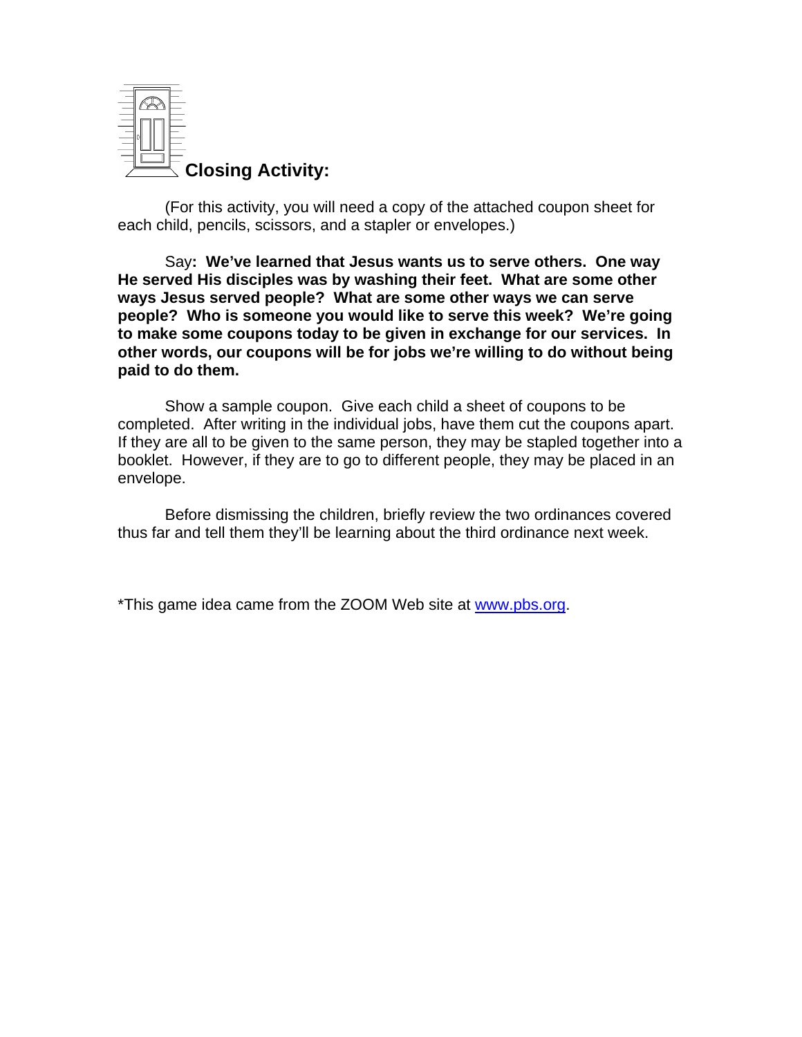## Closing Activity:

(For this activity, you will need a copy of the attached coupon sheet for each child, pencils, scissors, and a stapler or envelopes.)

Say**: We've learned that Jesus wants us to serve others. One way He served His disciples was by washing their feet. What are some other ways Jesus served people? What are some other ways we can serve people? Who is someone you would like to serve this week? We're going to make some coupons today to be given in exchange for our services. In other words, our coupons will be for jobs we're willing to do without being paid to do them.**

Show a sample coupon. Give each child a sheet of coupons to be completed. After writing in the individual jobs, have them cut the coupons apart. If they are all to be given to the same person, they may be stapled together into a booklet. However, if they are to go to different people, they may be placed in an envelope.

Before dismissing the children, briefly review the two ordinances covered thus far and tell them they'll be learning about the third ordinance next week.

*This game idea came from the ZOOM Web site at www.pbs.org.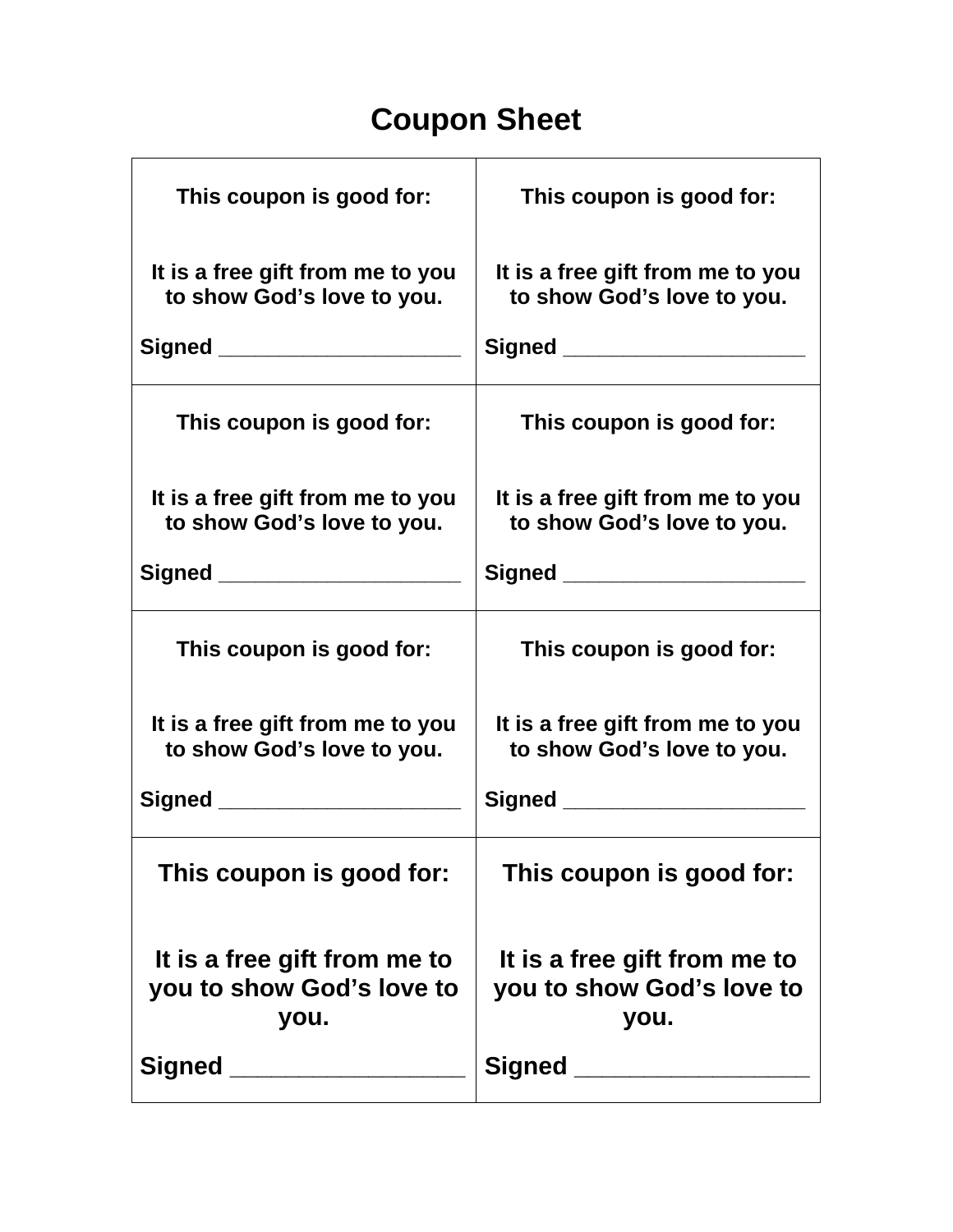# Coupon Sheet

| | |
|---|---|
| **This coupon is good for:**<br><br>**It is a free gift from me to you to show God's love to you.**<br><br>**Signed ___________________** | **This coupon is good for:**<br><br>**It is a free gift from me to you to show God's love to you.**<br><br>**Signed ___________________** |
| **This coupon is good for:**<br><br>**It is a free gift from me to you to show God's love to you.**<br><br>**Signed ___________________** | **This coupon is good for:**<br><br>**It is a free gift from me to you to show God's love to you.**<br><br>**Signed ___________________** |
| **This coupon is good for:**<br><br>**It is a free gift from me to you to show God's love to you.**<br><br>**Signed ___________________** | **This coupon is good for:**<br><br>**It is a free gift from me to you to show God's love to you.**<br><br>**Signed ___________________** |
| **This coupon is good for:**<br><br>**It is a free gift from me to you to show God's love to you.**<br><br>**Signed _________________** | **This coupon is good for:**<br><br>**It is a free gift from me to you to show God's love to you.**<br><br>**Signed _________________** |